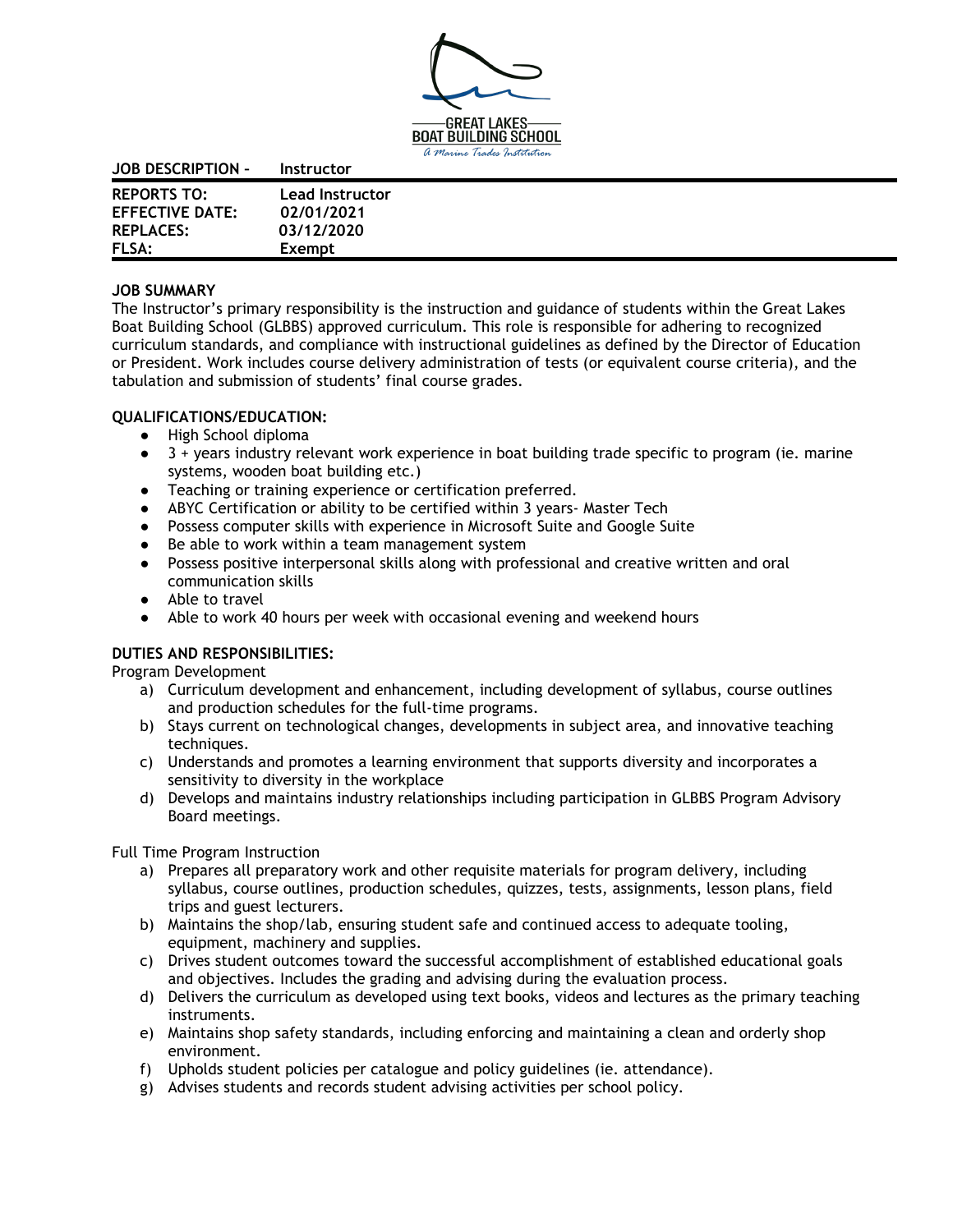GREAT LAKES BOAT BUILDING SCHOOL

*A Marine Trades Institution*

| | |
|---|---|
| **JOB DESCRIPTION –** | **Instructor** |
| **REPORTS TO:** | **Lead Instructor** |
| **EFFECTIVE DATE:** | **02/01/2021** |
| **REPLACES:** | **03/12/2020** |
| **FLSA:** | **Exempt** |

**JOB SUMMARY**

The Instructor's primary responsibility is the instruction and guidance of students within the Great Lakes Boat Building School (GLBBS) approved curriculum. This role is responsible for adhering to recognized curriculum standards, and compliance with instructional guidelines as defined by the Director of Education or President. Work includes course delivery administration of tests (or equivalent course criteria), and the tabulation and submission of students' final course grades.

**QUALIFICATIONS/EDUCATION:**

- High School diploma
- 3 + years industry relevant work experience in boat building trade specific to program (ie. marine systems, wooden boat building etc.)
- Teaching or training experience or certification preferred.
- ABYC Certification or ability to be certified within 3 years- Master Tech
- Possess computer skills with experience in Microsoft Suite and Google Suite
- Be able to work within a team management system
- Possess positive interpersonal skills along with professional and creative written and oral communication skills
- Able to travel
- Able to work 40 hours per week with occasional evening and weekend hours

**DUTIES AND RESPONSIBILITIES:**

Program Development

a) Curriculum development and enhancement, including development of syllabus, course outlines and production schedules for the full-time programs.
b) Stays current on technological changes, developments in subject area, and innovative teaching techniques.
c) Understands and promotes a learning environment that supports diversity and incorporates a sensitivity to diversity in the workplace
d) Develops and maintains industry relationships including participation in GLBBS Program Advisory Board meetings.

Full Time Program Instruction

a) Prepares all preparatory work and other requisite materials for program delivery, including syllabus, course outlines, production schedules, quizzes, tests, assignments, lesson plans, field trips and guest lecturers.
b) Maintains the shop/lab, ensuring student safe and continued access to adequate tooling, equipment, machinery and supplies.
c) Drives student outcomes toward the successful accomplishment of established educational goals and objectives. Includes the grading and advising during the evaluation process.
d) Delivers the curriculum as developed using text books, videos and lectures as the primary teaching instruments.
e) Maintains shop safety standards, including enforcing and maintaining a clean and orderly shop environment.
f) Upholds student policies per catalogue and policy guidelines (ie. attendance).
g) Advises students and records student advising activities per school policy.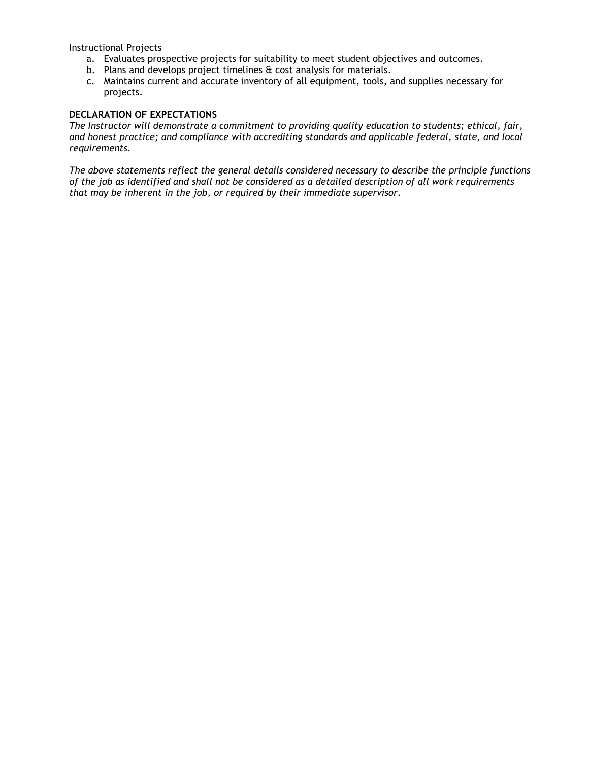Instructional Projects

a. Evaluates prospective projects for suitability to meet student objectives and outcomes.
b. Plans and develops project timelines & cost analysis for materials.
c. Maintains current and accurate inventory of all equipment, tools, and supplies necessary for projects.

**DECLARATION OF EXPECTATIONS**

*The Instructor will demonstrate a commitment to providing quality education to students; ethical, fair, and honest practice; and compliance with accrediting standards and applicable federal, state, and local requirements.*

*The above statements reflect the general details considered necessary to describe the principle functions of the job as identified and shall not be considered as a detailed description of all work requirements that may be inherent in the job, or required by their immediate supervisor.*